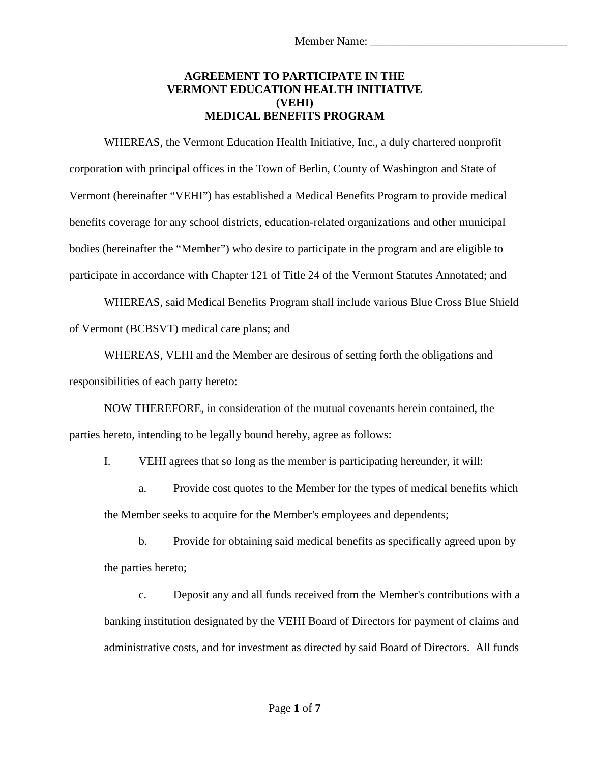Member Name: ___________________________________

# AGREEMENT TO PARTICIPATE IN THE VERMONT EDUCATION HEALTH INITIATIVE (VEHI) MEDICAL BENEFITS PROGRAM

WHEREAS, the Vermont Education Health Initiative, Inc., a duly chartered nonprofit corporation with principal offices in the Town of Berlin, County of Washington and State of Vermont (hereinafter "VEHI") has established a Medical Benefits Program to provide medical benefits coverage for any school districts, education-related organizations and other municipal bodies (hereinafter the "Member") who desire to participate in the program and are eligible to participate in accordance with Chapter 121 of Title 24 of the Vermont Statutes Annotated; and

WHEREAS, said Medical Benefits Program shall include various Blue Cross Blue Shield of Vermont (BCBSVT) medical care plans; and

WHEREAS, VEHI and the Member are desirous of setting forth the obligations and responsibilities of each party hereto:

NOW THEREFORE, in consideration of the mutual covenants herein contained, the parties hereto, intending to be legally bound hereby, agree as follows:

I. VEHI agrees that so long as the member is participating hereunder, it will:

a. Provide cost quotes to the Member for the types of medical benefits which the Member seeks to acquire for the Member's employees and dependents;

b. Provide for obtaining said medical benefits as specifically agreed upon by the parties hereto;

c. Deposit any and all funds received from the Member's contributions with a banking institution designated by the VEHI Board of Directors for payment of claims and administrative costs, and for investment as directed by said Board of Directors. All funds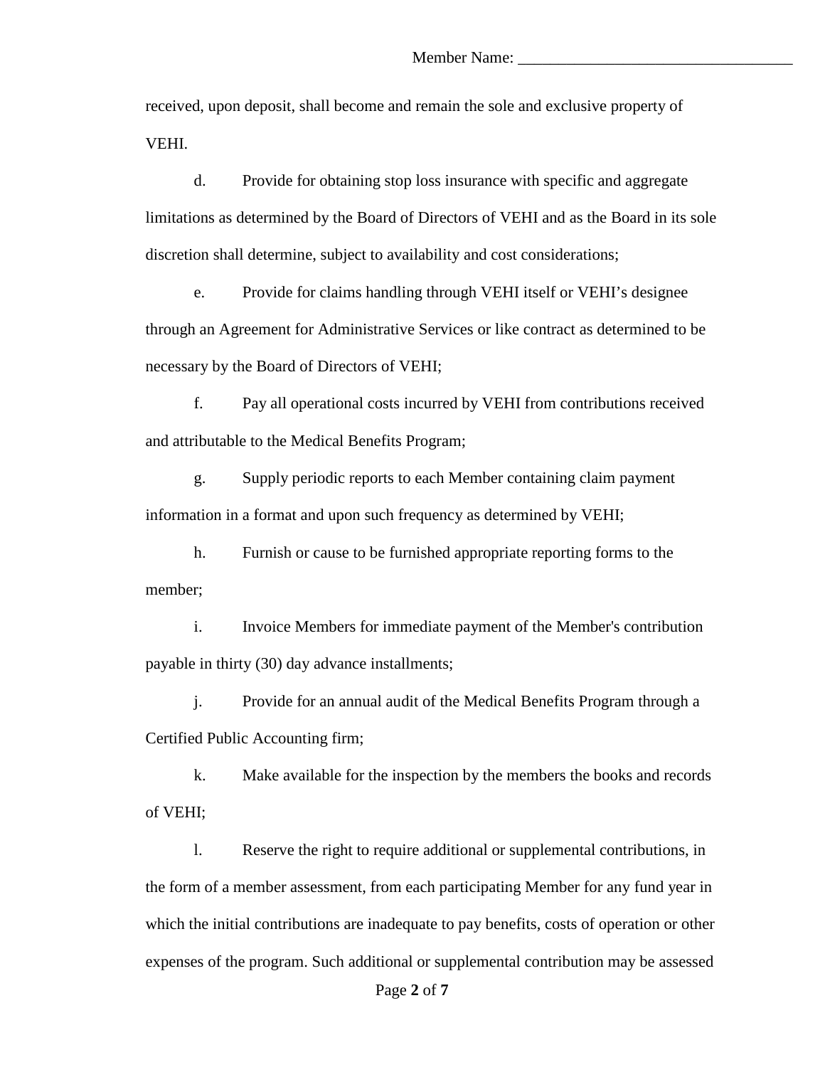received, upon deposit, shall become and remain the sole and exclusive property of VEHI.

d. Provide for obtaining stop loss insurance with specific and aggregate limitations as determined by the Board of Directors of VEHI and as the Board in its sole discretion shall determine, subject to availability and cost considerations;

e. Provide for claims handling through VEHI itself or VEHI's designee through an Agreement for Administrative Services or like contract as determined to be necessary by the Board of Directors of VEHI;

f. Pay all operational costs incurred by VEHI from contributions received and attributable to the Medical Benefits Program;

g. Supply periodic reports to each Member containing claim payment information in a format and upon such frequency as determined by VEHI;

h. Furnish or cause to be furnished appropriate reporting forms to the member;

i. Invoice Members for immediate payment of the Member's contribution payable in thirty (30) day advance installments;

j. Provide for an annual audit of the Medical Benefits Program through a Certified Public Accounting firm;

k. Make available for the inspection by the members the books and records of VEHI;

l. Reserve the right to require additional or supplemental contributions, in the form of a member assessment, from each participating Member for any fund year in which the initial contributions are inadequate to pay benefits, costs of operation or other expenses of the program. Such additional or supplemental contribution may be assessed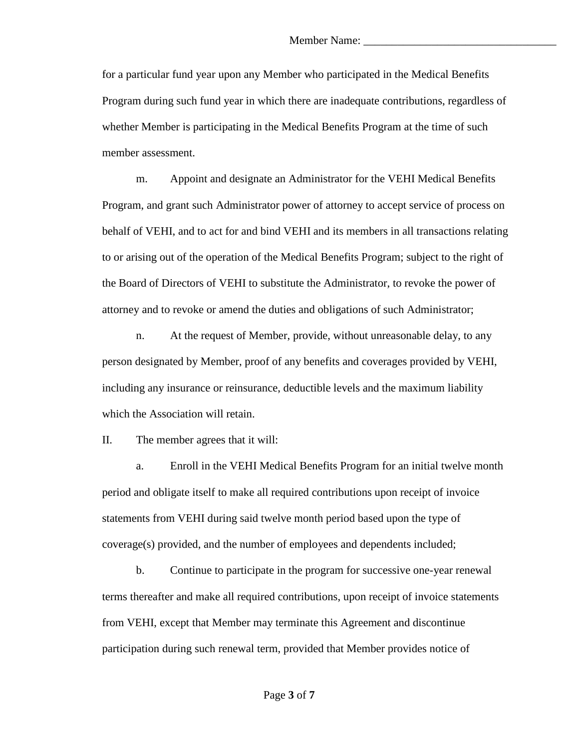for a particular fund year upon any Member who participated in the Medical Benefits Program during such fund year in which there are inadequate contributions, regardless of whether Member is participating in the Medical Benefits Program at the time of such member assessment.

m. Appoint and designate an Administrator for the VEHI Medical Benefits Program, and grant such Administrator power of attorney to accept service of process on behalf of VEHI, and to act for and bind VEHI and its members in all transactions relating to or arising out of the operation of the Medical Benefits Program; subject to the right of the Board of Directors of VEHI to substitute the Administrator, to revoke the power of attorney and to revoke or amend the duties and obligations of such Administrator;

n. At the request of Member, provide, without unreasonable delay, to any person designated by Member, proof of any benefits and coverages provided by VEHI, including any insurance or reinsurance, deductible levels and the maximum liability which the Association will retain.

II. The member agrees that it will:

a. Enroll in the VEHI Medical Benefits Program for an initial twelve month period and obligate itself to make all required contributions upon receipt of invoice statements from VEHI during said twelve month period based upon the type of coverage(s) provided, and the number of employees and dependents included;

b. Continue to participate in the program for successive one-year renewal terms thereafter and make all required contributions, upon receipt of invoice statements from VEHI, except that Member may terminate this Agreement and discontinue participation during such renewal term, provided that Member provides notice of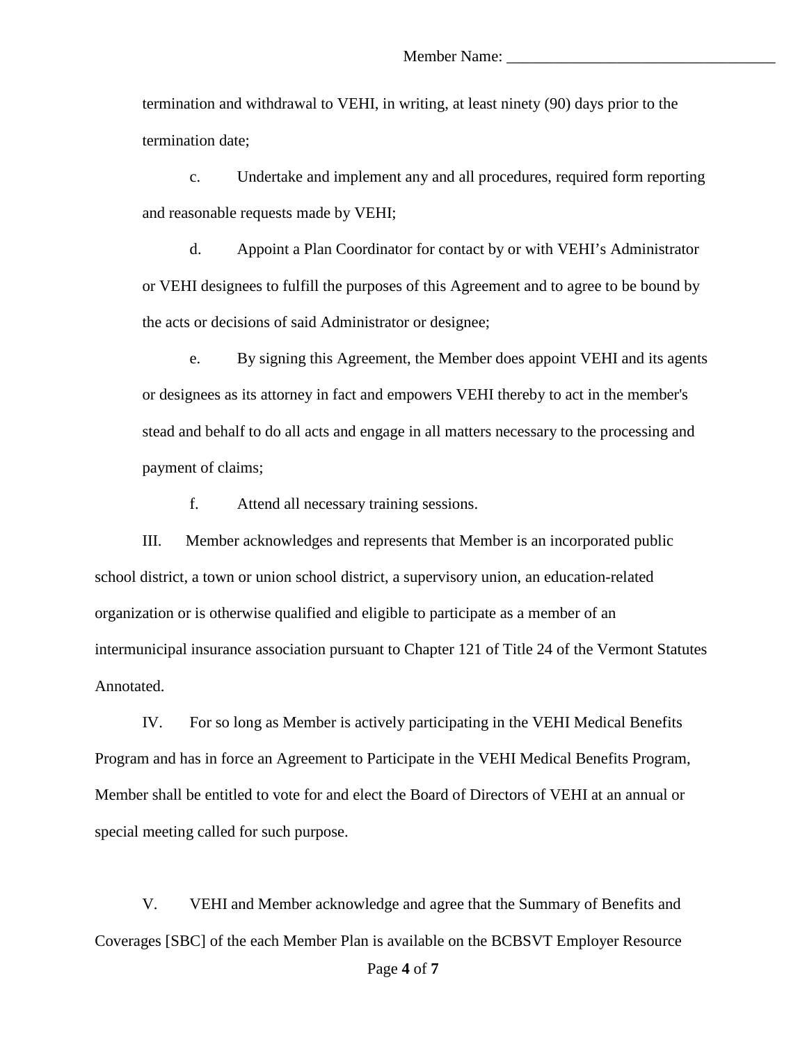termination and withdrawal to VEHI, in writing, at least ninety (90) days prior to the termination date;

c. Undertake and implement any and all procedures, required form reporting and reasonable requests made by VEHI;

d. Appoint a Plan Coordinator for contact by or with VEHI's Administrator or VEHI designees to fulfill the purposes of this Agreement and to agree to be bound by the acts or decisions of said Administrator or designee;

e. By signing this Agreement, the Member does appoint VEHI and its agents or designees as its attorney in fact and empowers VEHI thereby to act in the member's stead and behalf to do all acts and engage in all matters necessary to the processing and payment of claims;

f. Attend all necessary training sessions.

III. Member acknowledges and represents that Member is an incorporated public school district, a town or union school district, a supervisory union, an education-related organization or is otherwise qualified and eligible to participate as a member of an intermunicipal insurance association pursuant to Chapter 121 of Title 24 of the Vermont Statutes Annotated.

IV. For so long as Member is actively participating in the VEHI Medical Benefits Program and has in force an Agreement to Participate in the VEHI Medical Benefits Program, Member shall be entitled to vote for and elect the Board of Directors of VEHI at an annual or special meeting called for such purpose.

V. VEHI and Member acknowledge and agree that the Summary of Benefits and Coverages [SBC] of the each Member Plan is available on the BCBSVT Employer Resource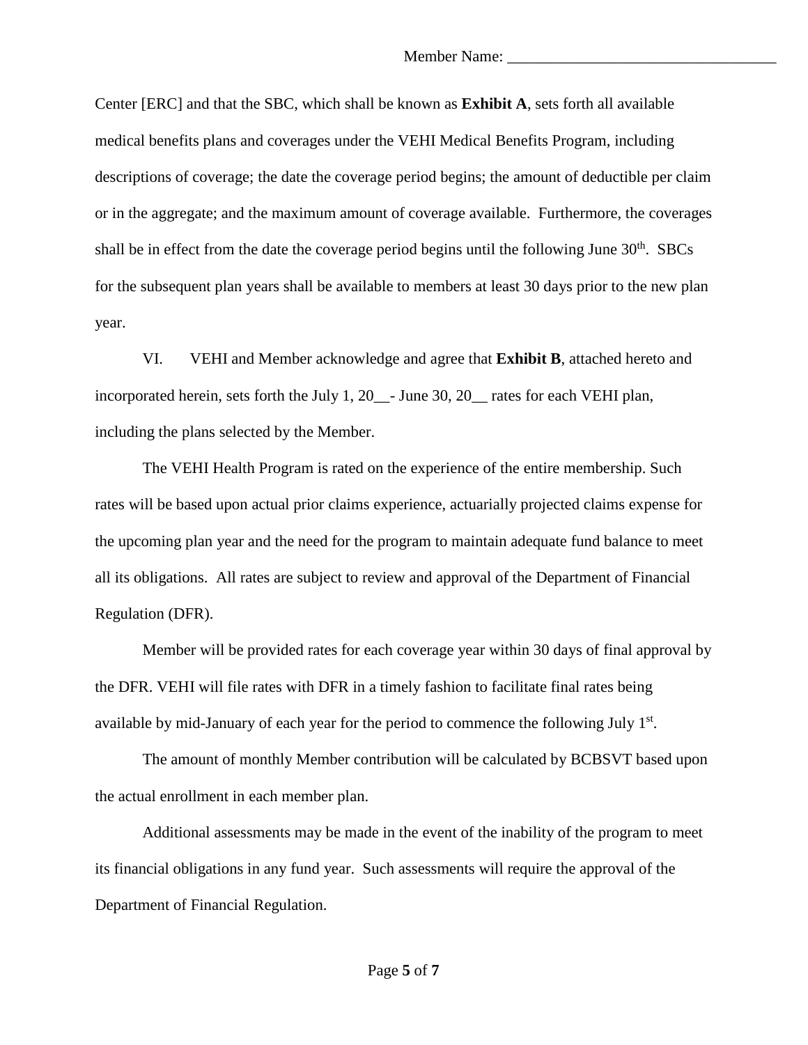Member Name: __________________________________

Center [ERC] and that the SBC, which shall be known as **Exhibit A**, sets forth all available medical benefits plans and coverages under the VEHI Medical Benefits Program, including descriptions of coverage; the date the coverage period begins; the amount of deductible per claim or in the aggregate; and the maximum amount of coverage available. Furthermore, the coverages shall be in effect from the date the coverage period begins until the following June 30th. SBCs for the subsequent plan years shall be available to members at least 30 days prior to the new plan year.

VI. VEHI and Member acknowledge and agree that **Exhibit B**, attached hereto and incorporated herein, sets forth the July 1, 20__- June 30, 20__ rates for each VEHI plan, including the plans selected by the Member.

The VEHI Health Program is rated on the experience of the entire membership. Such rates will be based upon actual prior claims experience, actuarially projected claims expense for the upcoming plan year and the need for the program to maintain adequate fund balance to meet all its obligations. All rates are subject to review and approval of the Department of Financial Regulation (DFR).

Member will be provided rates for each coverage year within 30 days of final approval by the DFR. VEHI will file rates with DFR in a timely fashion to facilitate final rates being available by mid-January of each year for the period to commence the following July 1st.

The amount of monthly Member contribution will be calculated by BCBSVT based upon the actual enrollment in each member plan.

Additional assessments may be made in the event of the inability of the program to meet its financial obligations in any fund year. Such assessments will require the approval of the Department of Financial Regulation.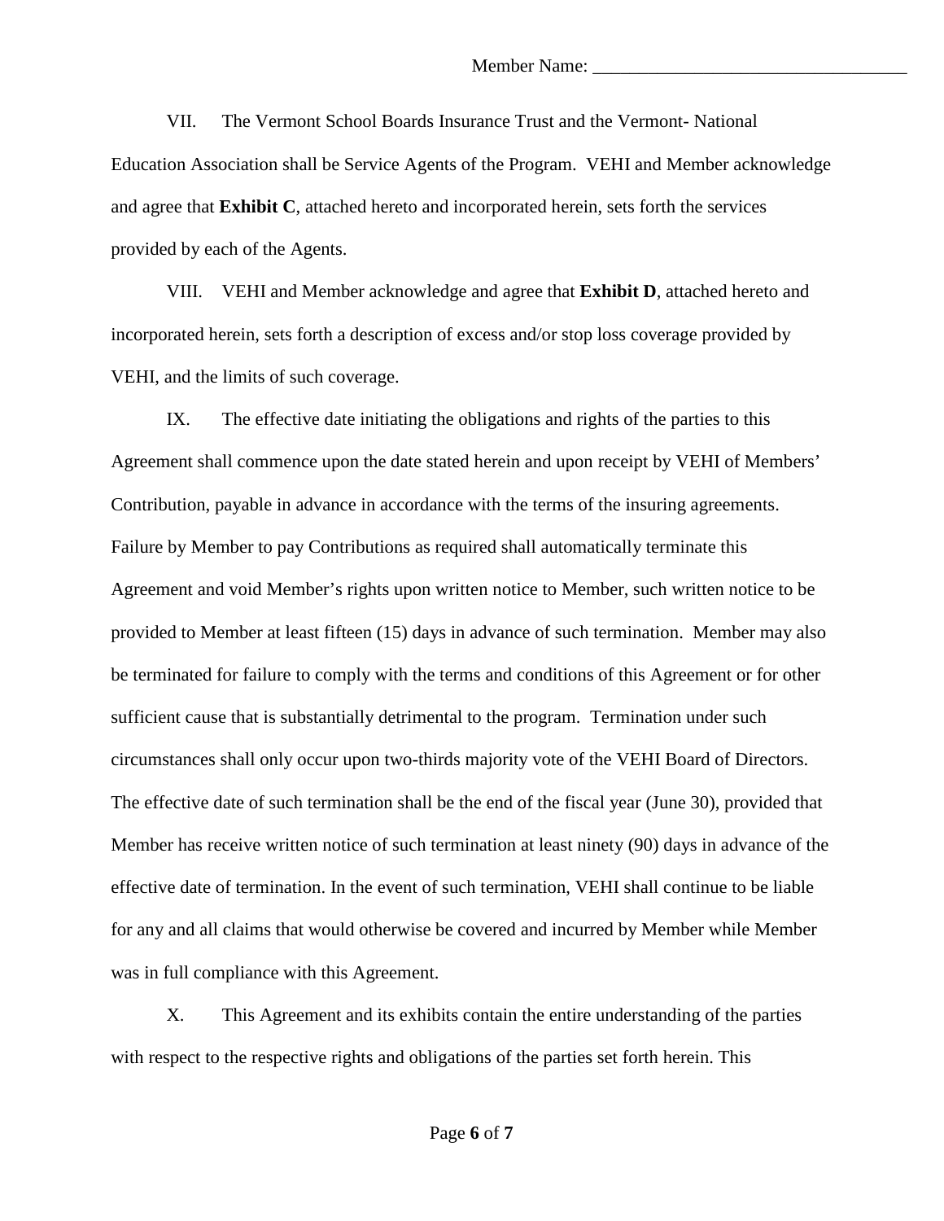Member Name: __________________________________

VII. The Vermont School Boards Insurance Trust and the Vermont- National Education Association shall be Service Agents of the Program. VEHI and Member acknowledge and agree that **Exhibit C**, attached hereto and incorporated herein, sets forth the services provided by each of the Agents.

VIII. VEHI and Member acknowledge and agree that **Exhibit D**, attached hereto and incorporated herein, sets forth a description of excess and/or stop loss coverage provided by VEHI, and the limits of such coverage.

IX. The effective date initiating the obligations and rights of the parties to this Agreement shall commence upon the date stated herein and upon receipt by VEHI of Members' Contribution, payable in advance in accordance with the terms of the insuring agreements. Failure by Member to pay Contributions as required shall automatically terminate this Agreement and void Member's rights upon written notice to Member, such written notice to be provided to Member at least fifteen (15) days in advance of such termination. Member may also be terminated for failure to comply with the terms and conditions of this Agreement or for other sufficient cause that is substantially detrimental to the program. Termination under such circumstances shall only occur upon two-thirds majority vote of the VEHI Board of Directors. The effective date of such termination shall be the end of the fiscal year (June 30), provided that Member has receive written notice of such termination at least ninety (90) days in advance of the effective date of termination. In the event of such termination, VEHI shall continue to be liable for any and all claims that would otherwise be covered and incurred by Member while Member was in full compliance with this Agreement.

X. This Agreement and its exhibits contain the entire understanding of the parties with respect to the respective rights and obligations of the parties set forth herein. This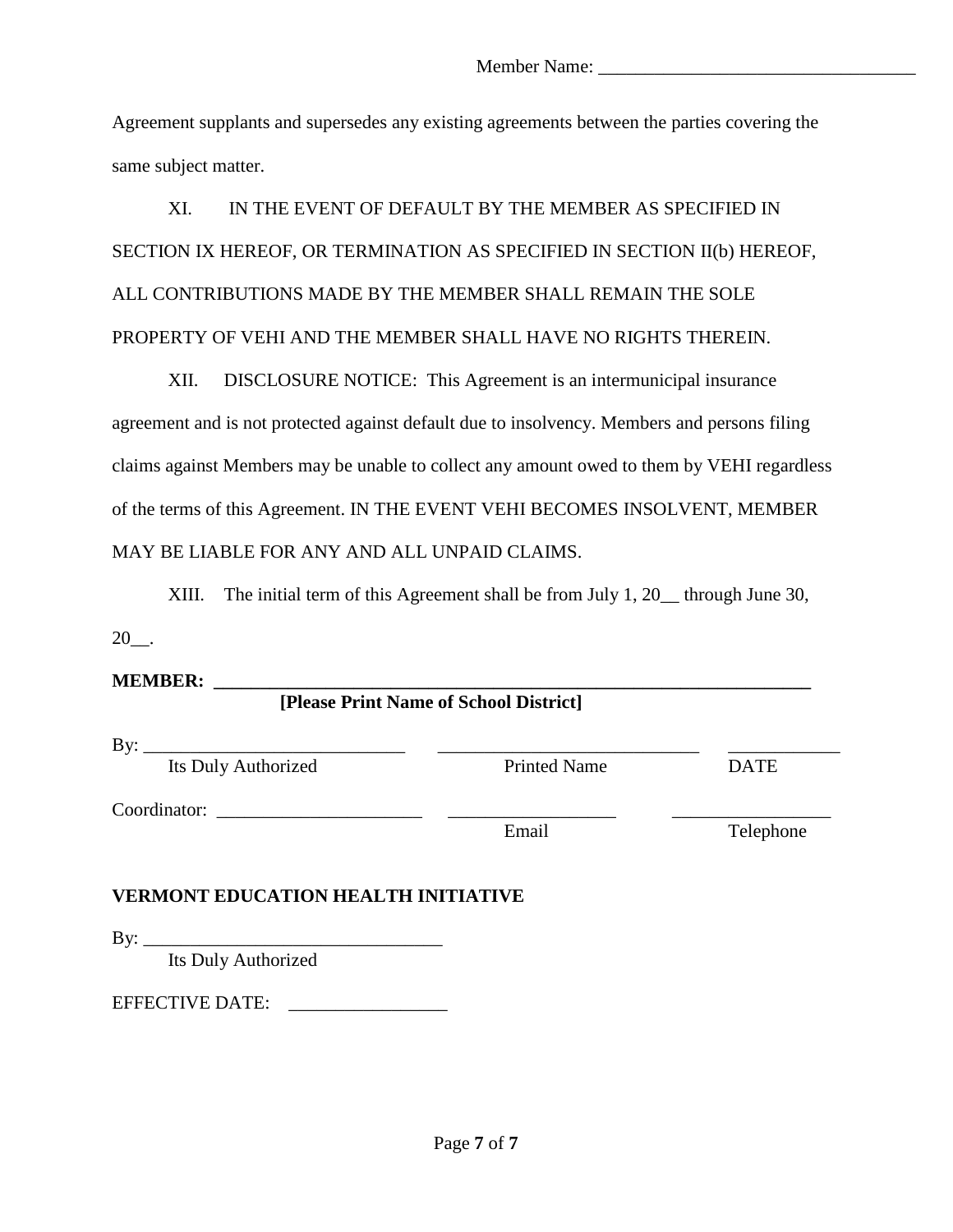Member Name: ___________________________________

Agreement supplants and supersedes any existing agreements between the parties covering the same subject matter.

XI. IN THE EVENT OF DEFAULT BY THE MEMBER AS SPECIFIED IN SECTION IX HEREOF, OR TERMINATION AS SPECIFIED IN SECTION II(b) HEREOF, ALL CONTRIBUTIONS MADE BY THE MEMBER SHALL REMAIN THE SOLE PROPERTY OF VEHI AND THE MEMBER SHALL HAVE NO RIGHTS THEREIN.

XII. DISCLOSURE NOTICE: This Agreement is an intermunicipal insurance agreement and is not protected against default due to insolvency. Members and persons filing claims against Members may be unable to collect any amount owed to them by VEHI regardless of the terms of this Agreement. IN THE EVENT VEHI BECOMES INSOLVENT, MEMBER MAY BE LIABLE FOR ANY AND ALL UNPAID CLAIMS.

XIII. The initial term of this Agreement shall be from July 1, 20__ through June 30, 20__.

**MEMBER: ________________________________________________________________**

**[Please Print Name of School District]**

By: ____________________________ ____________________________ ____________

Its Duly Authorized Printed Name DATE

Coordinator: ______________________ __________________ _________________

Email Telephone

**VERMONT EDUCATION HEALTH INITIATIVE**

By: ________________________________

Its Duly Authorized

EFFECTIVE DATE: _________________